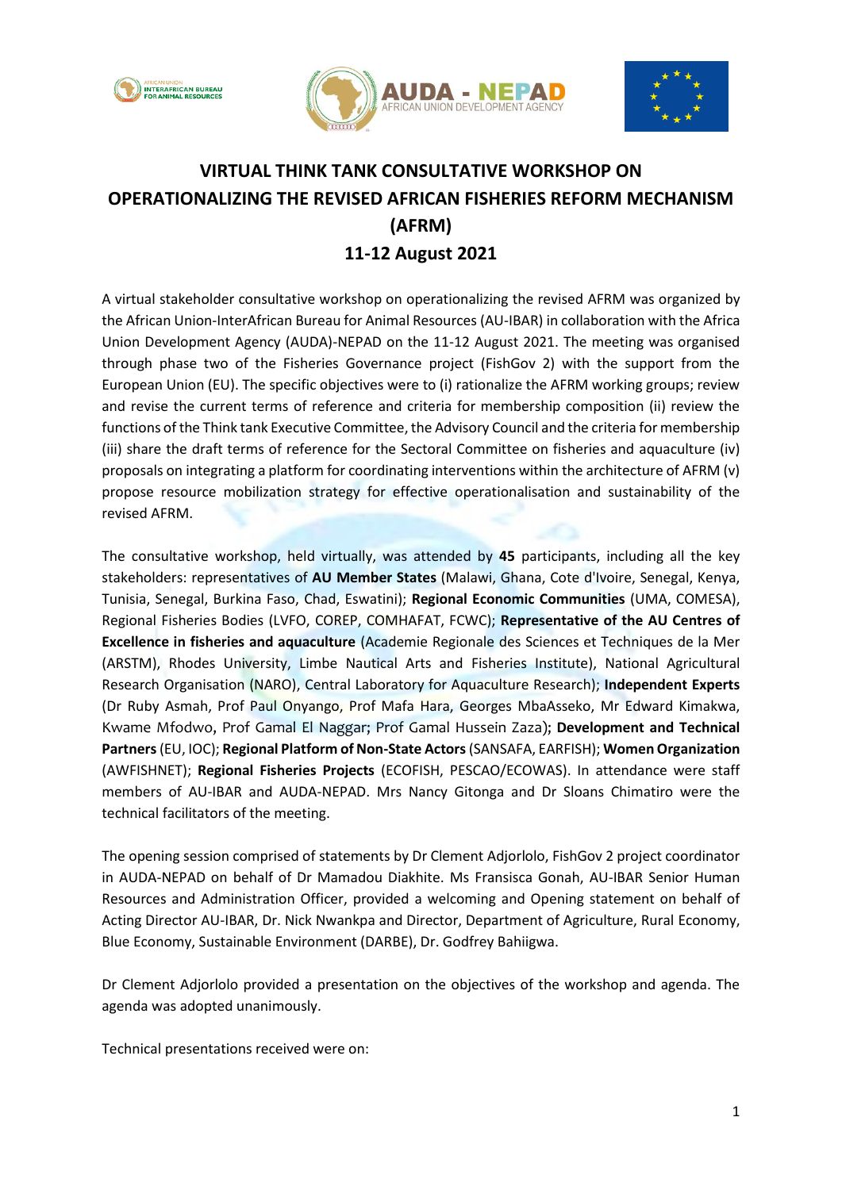# VIRTUAL THINK TANK CONSULTATIVE WORKSHOP ON OPERATIONALIZING THE REVISED AFRICAN FISHERIES REFORM MECHANISM (AFRM)

## 11-12 August 2021

A virtual stakeholder consultative workshop on operationalizing the revised AFRM was organized by the African Union-InterAfrican Bureau for Animal Resources (AU-IBAR) in collaboration with the Africa Union Development Agency (AUDA)-NEPAD on the 11-12 August 2021. The meeting was organised through phase two of the Fisheries Governance project (FishGov 2) with the support from the European Union (EU). The specific objectives were to (i) rationalize the AFRM working groups; review and revise the current terms of reference and criteria for membership composition (ii) review the functions of the Think tank Executive Committee, the Advisory Council and the criteria for membership (iii) share the draft terms of reference for the Sectoral Committee on fisheries and aquaculture (iv) proposals on integrating a platform for coordinating interventions within the architecture of AFRM (v) propose resource mobilization strategy for effective operationalisation and sustainability of the revised AFRM.

The consultative workshop, held virtually, was attended by **45** participants, including all the key stakeholders: representatives of **AU Member States** (Malawi, Ghana, Cote d'Ivoire, Senegal, Kenya, Tunisia, Senegal, Burkina Faso, Chad, Eswatini); **Regional Economic Communities** (UMA, COMESA), Regional Fisheries Bodies (LVFO, COREP, COMHAFAT, FCWC); **Representative of the AU Centres of Excellence in fisheries and aquaculture** (Academie Regionale des Sciences et Techniques de la Mer (ARSTM), Rhodes University, Limbe Nautical Arts and Fisheries Institute), National Agricultural Research Organisation (NARO), Central Laboratory for Aquaculture Research); **Independent Experts** (Dr Ruby Asmah, Prof Paul Onyango, Prof Mafa Hara, Georges MbaAsseko, Mr Edward Kimakwa, Kwame Mfodwo, Prof Gamal El Naggar; Prof Gamal Hussein Zaza); **Development and Technical Partners** (EU, IOC); **Regional Platform of Non-State Actors** (SANSAFA, EARFISH); **Women Organization** (AWFISHNET); **Regional Fisheries Projects** (ECOFISH, PESCAO/ECOWAS). In attendance were staff members of AU-IBAR and AUDA-NEPAD. Mrs Nancy Gitonga and Dr Sloans Chimatiro were the technical facilitators of the meeting.

The opening session comprised of statements by Dr Clement Adjorlolo, FishGov 2 project coordinator in AUDA-NEPAD on behalf of Dr Mamadou Diakhite. Ms Fransisca Gonah, AU-IBAR Senior Human Resources and Administration Officer, provided a welcoming and Opening statement on behalf of Acting Director AU-IBAR, Dr. Nick Nwankpa and Director, Department of Agriculture, Rural Economy, Blue Economy, Sustainable Environment (DARBE), Dr. Godfrey Bahiigwa.

Dr Clement Adjorlolo provided a presentation on the objectives of the workshop and agenda. The agenda was adopted unanimously.

Technical presentations received were on: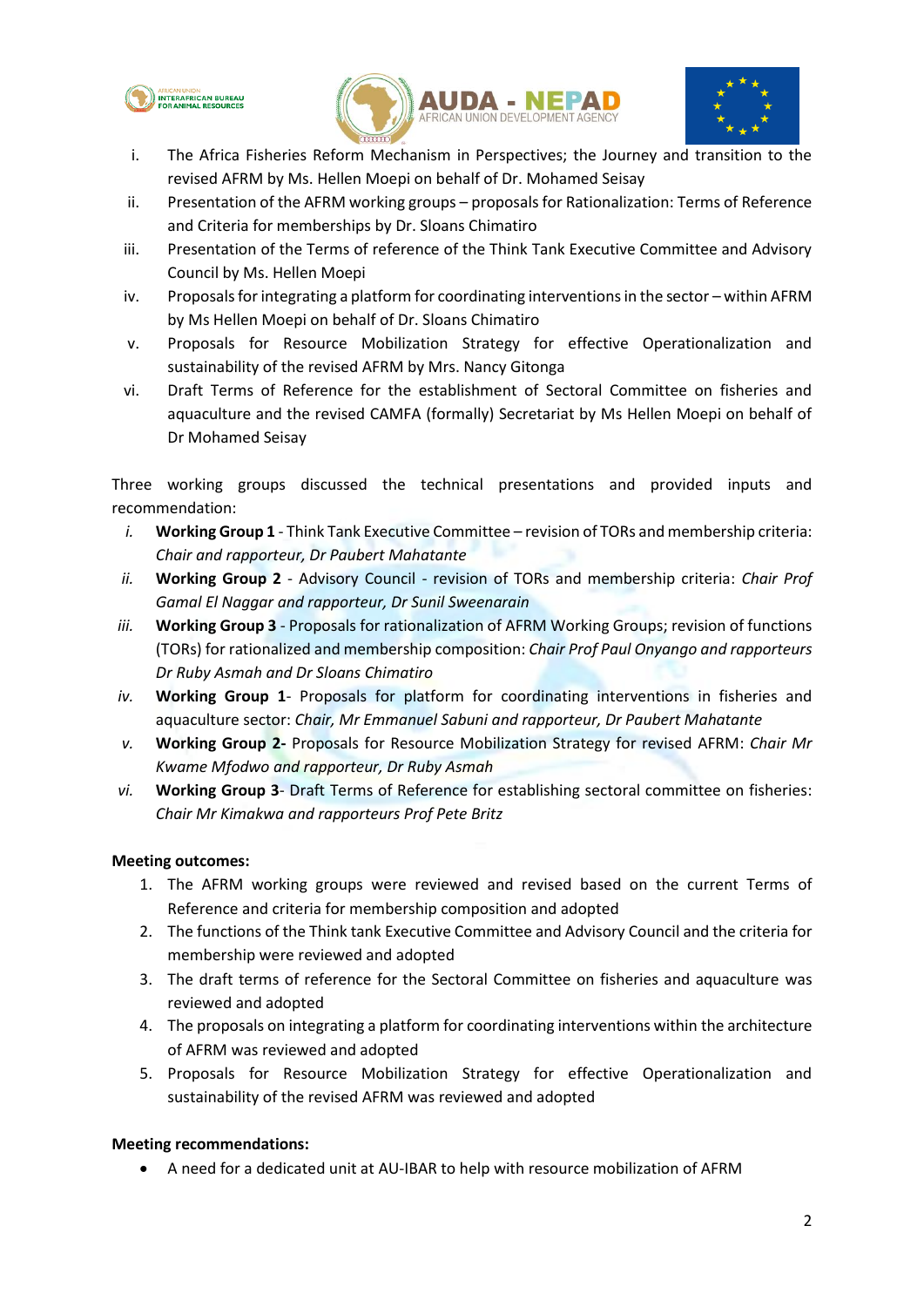i. The Africa Fisheries Reform Mechanism in Perspectives; the Journey and transition to the revised AFRM by Ms. Hellen Moepi on behalf of Dr. Mohamed Seisay
ii. Presentation of the AFRM working groups – proposals for Rationalization: Terms of Reference and Criteria for memberships by Dr. Sloans Chimatiro
iii. Presentation of the Terms of reference of the Think Tank Executive Committee and Advisory Council by Ms. Hellen Moepi
iv. Proposals for integrating a platform for coordinating interventions in the sector – within AFRM by Ms Hellen Moepi on behalf of Dr. Sloans Chimatiro
v. Proposals for Resource Mobilization Strategy for effective Operationalization and sustainability of the revised AFRM by Mrs. Nancy Gitonga
vi. Draft Terms of Reference for the establishment of Sectoral Committee on fisheries and aquaculture and the revised CAMFA (formally) Secretariat by Ms Hellen Moepi on behalf of Dr Mohamed Seisay

Three working groups discussed the technical presentations and provided inputs and recommendation:

*i.* **Working Group 1** - Think Tank Executive Committee – revision of TORs and membership criteria: *Chair and rapporteur, Dr Paubert Mahatante*
*ii.* **Working Group 2** - Advisory Council - revision of TORs and membership criteria: *Chair Prof Gamal El Naggar and rapporteur, Dr Sunil Sweenarain*
*iii.* **Working Group 3** - Proposals for rationalization of AFRM Working Groups; revision of functions (TORs) for rationalized and membership composition: *Chair Prof Paul Onyango and rapporteurs Dr Ruby Asmah and Dr Sloans Chimatiro*
*iv.* **Working Group 1**- Proposals for platform for coordinating interventions in fisheries and aquaculture sector: *Chair, Mr Emmanuel Sabuni and rapporteur, Dr Paubert Mahatante*
*v.* **Working Group 2-** Proposals for Resource Mobilization Strategy for revised AFRM: *Chair Mr Kwame Mfodwo and rapporteur, Dr Ruby Asmah*
*vi.* **Working Group 3**- Draft Terms of Reference for establishing sectoral committee on fisheries: *Chair Mr Kimakwa and rapporteurs Prof Pete Britz*

**Meeting outcomes:**

1. The AFRM working groups were reviewed and revised based on the current Terms of Reference and criteria for membership composition and adopted
2. The functions of the Think tank Executive Committee and Advisory Council and the criteria for membership were reviewed and adopted
3. The draft terms of reference for the Sectoral Committee on fisheries and aquaculture was reviewed and adopted
4. The proposals on integrating a platform for coordinating interventions within the architecture of AFRM was reviewed and adopted
5. Proposals for Resource Mobilization Strategy for effective Operationalization and sustainability of the revised AFRM was reviewed and adopted

**Meeting recommendations:**

- A need for a dedicated unit at AU-IBAR to help with resource mobilization of AFRM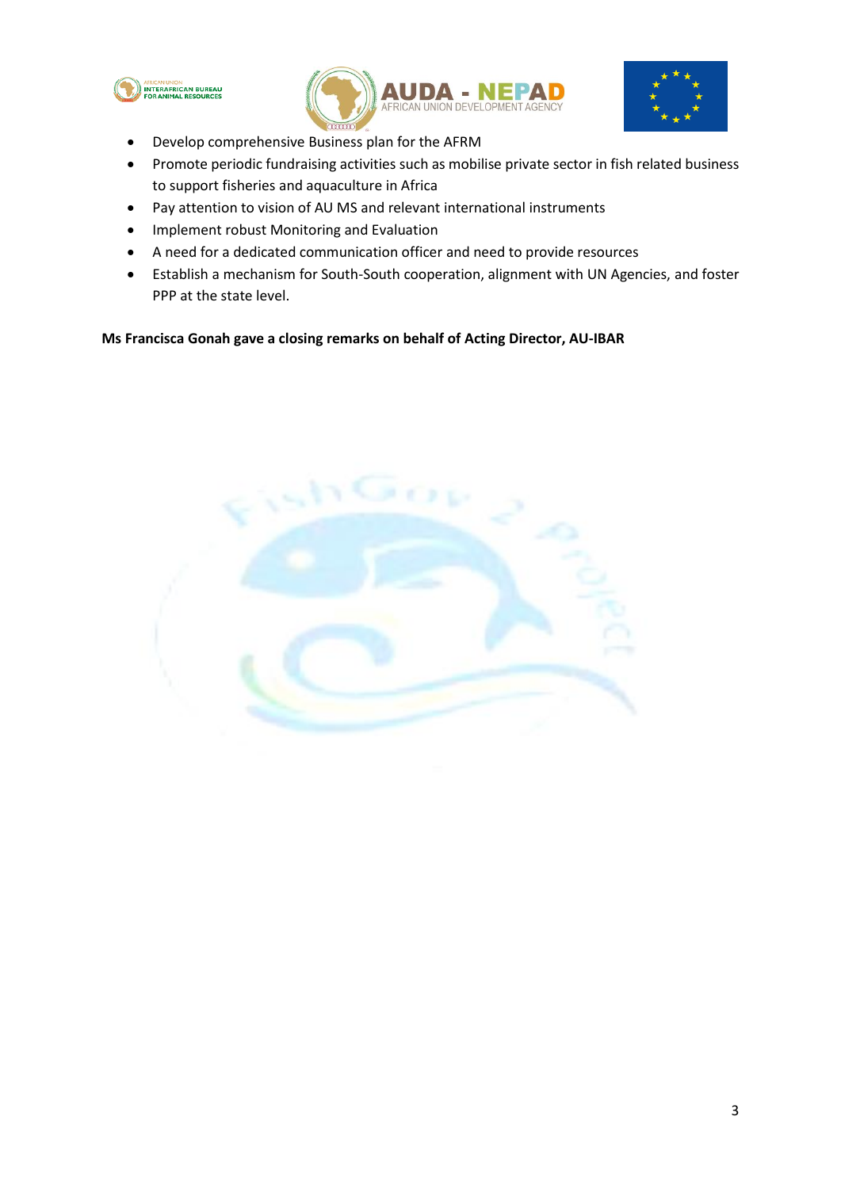- Develop comprehensive Business plan for the AFRM
- Promote periodic fundraising activities such as mobilise private sector in fish related business to support fisheries and aquaculture in Africa
- Pay attention to vision of AU MS and relevant international instruments
- Implement robust Monitoring and Evaluation
- A need for a dedicated communication officer and need to provide resources
- Establish a mechanism for South-South cooperation, alignment with UN Agencies, and foster PPP at the state level.

**Ms Francisca Gonah gave a closing remarks on behalf of Acting Director, AU-IBAR**